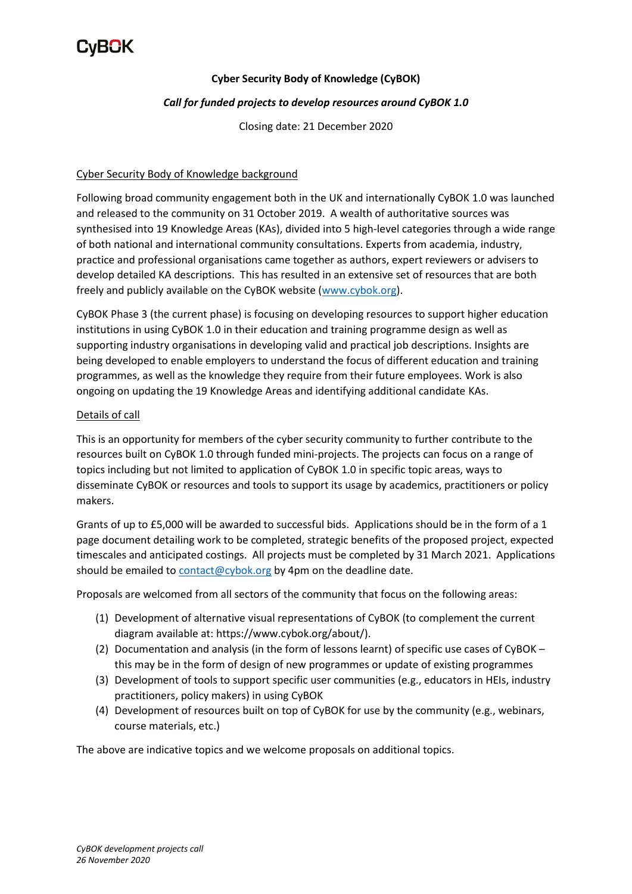CyBOK

**Cyber Security Body of Knowledge (CyBOK)**

***Call for funded projects to develop resources around CyBOK 1.0***

Closing date: 21 December 2020

Cyber Security Body of Knowledge background

Following broad community engagement both in the UK and internationally CyBOK 1.0 was launched and released to the community on 31 October 2019. A wealth of authoritative sources was synthesised into 19 Knowledge Areas (KAs), divided into 5 high-level categories through a wide range of both national and international community consultations. Experts from academia, industry, practice and professional organisations came together as authors, expert reviewers or advisers to develop detailed KA descriptions. This has resulted in an extensive set of resources that are both freely and publicly available on the CyBOK website (www.cybok.org).

CyBOK Phase 3 (the current phase) is focusing on developing resources to support higher education institutions in using CyBOK 1.0 in their education and training programme design as well as supporting industry organisations in developing valid and practical job descriptions. Insights are being developed to enable employers to understand the focus of different education and training programmes, as well as the knowledge they require from their future employees. Work is also ongoing on updating the 19 Knowledge Areas and identifying additional candidate KAs.

Details of call

This is an opportunity for members of the cyber security community to further contribute to the resources built on CyBOK 1.0 through funded mini-projects. The projects can focus on a range of topics including but not limited to application of CyBOK 1.0 in specific topic areas, ways to disseminate CyBOK or resources and tools to support its usage by academics, practitioners or policy makers.

Grants of up to £5,000 will be awarded to successful bids. Applications should be in the form of a 1 page document detailing work to be completed, strategic benefits of the proposed project, expected timescales and anticipated costings. All projects must be completed by 31 March 2021. Applications should be emailed to contact@cybok.org by 4pm on the deadline date.

Proposals are welcomed from all sectors of the community that focus on the following areas:

(1) Development of alternative visual representations of CyBOK (to complement the current diagram available at: https://www.cybok.org/about/).
(2) Documentation and analysis (in the form of lessons learnt) of specific use cases of CyBOK – this may be in the form of design of new programmes or update of existing programmes
(3) Development of tools to support specific user communities (e.g., educators in HEIs, industry practitioners, policy makers) in using CyBOK
(4) Development of resources built on top of CyBOK for use by the community (e.g., webinars, course materials, etc.)

The above are indicative topics and we welcome proposals on additional topics.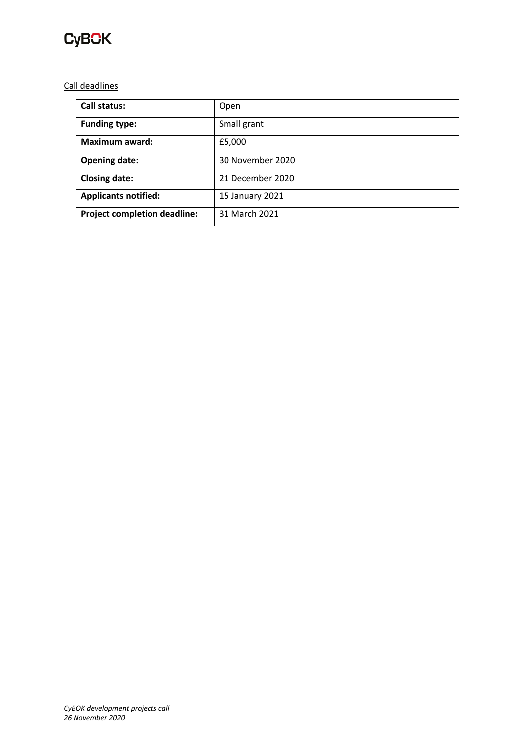Call deadlines

| | |
|---|---|
| **Call status:** | Open |
| **Funding type:** | Small grant |
| **Maximum award:** | £5,000 |
| **Opening date:** | 30 November 2020 |
| **Closing date:** | 21 December 2020 |
| **Applicants notified:** | 15 January 2021 |
| **Project completion deadline:** | 31 March 2021 |